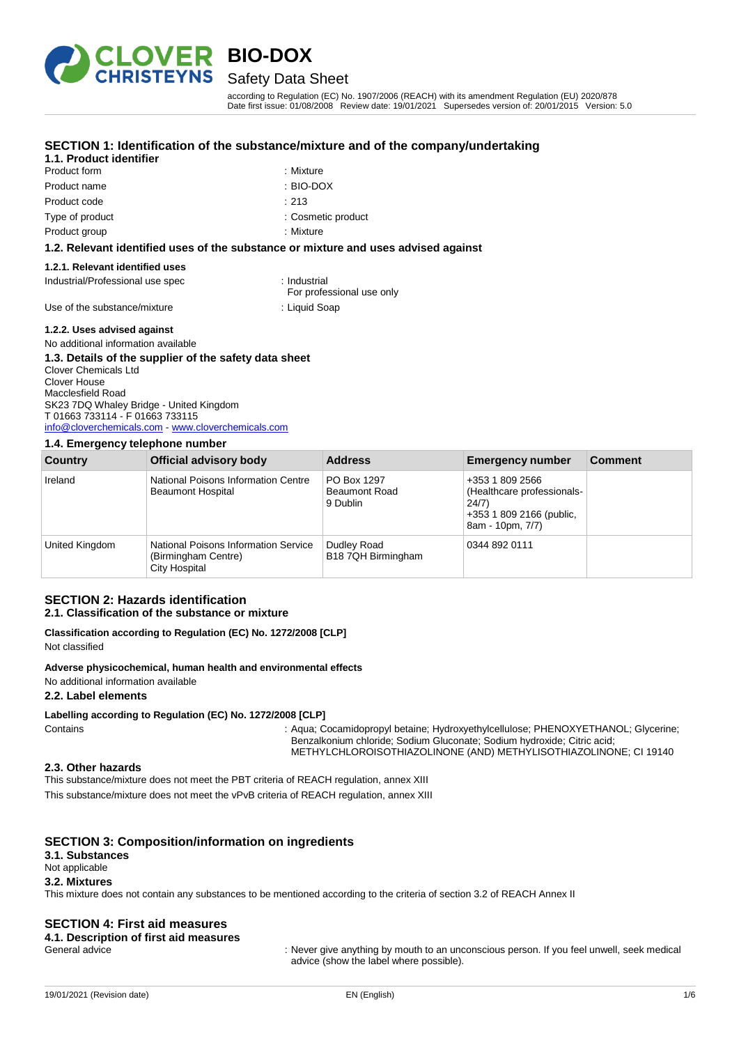# BIO-DOX

## Safety Data Sheet

according to Regulation (EC) No. 1907/2006 (REACH) with its amendment Regulation (EU) 2020/878
Date first issue: 01/08/2008 Review date: 19/01/2021 Supersedes version of: 20/01/2015 Version: 5.0

## SECTION 1: Identification of the substance/mixture and of the company/undertaking

### 1.1. Product identifier

| | |
|---|---|
| Product form | : Mixture |
| Product name | : BIO-DOX |
| Product code | : 213 |
| Type of product | : Cosmetic product |
| Product group | : Mixture |

### 1.2. Relevant identified uses of the substance or mixture and uses advised against

#### 1.2.1. Relevant identified uses

| | |
|---|---|
| Industrial/Professional use spec | : Industrial<br>For professional use only |
| Use of the substance/mixture | : Liquid Soap |

#### 1.2.2. Uses advised against

No additional information available

### 1.3. Details of the supplier of the safety data sheet

Clover Chemicals Ltd
Clover House
Macclesfield Road
SK23 7DQ Whaley Bridge - United Kingdom
T 01663 733114 - F 01663 733115
info@cloverchemicals.com - www.cloverchemicals.com

### 1.4. Emergency telephone number

| Country | Official advisory body | Address | Emergency number | Comment |
|---|---|---|---|---|
| Ireland | National Poisons Information Centre Beaumont Hospital | PO Box 1297 Beaumont Road 9 Dublin | +353 1 809 2566 (Healthcare professionals- 24/7) +353 1 809 2166 (public, 8am - 10pm, 7/7) | |
| United Kingdom | National Poisons Information Service (Birmingham Centre) City Hospital | Dudley Road B18 7QH Birmingham | 0344 892 0111 | |

## SECTION 2: Hazards identification

### 2.1. Classification of the substance or mixture

**Classification according to Regulation (EC) No. 1272/2008 [CLP]**

Not classified

**Adverse physicochemical, human health and environmental effects**

No additional information available

### 2.2. Label elements

**Labelling according to Regulation (EC) No. 1272/2008 [CLP]**

Contains : Aqua; Cocamidopropyl betaine; Hydroxyethylcellulose; PHENOXYETHANOL; Glycerine; Benzalkonium chloride; Sodium Gluconate; Sodium hydroxide; Citric acid; METHYLCHLOROISOTHIAZOLINONE (AND) METHYLISOTHIAZOLINONE; CI 19140

### 2.3. Other hazards

This substance/mixture does not meet the PBT criteria of REACH regulation, annex XIII

This substance/mixture does not meet the vPvB criteria of REACH regulation, annex XIII

## SECTION 3: Composition/information on ingredients

### 3.1. Substances

Not applicable

### 3.2. Mixtures

This mixture does not contain any substances to be mentioned according to the criteria of section 3.2 of REACH Annex II

## SECTION 4: First aid measures

### 4.1. Description of first aid measures

General advice : Never give anything by mouth to an unconscious person. If you feel unwell, seek medical advice (show the label where possible).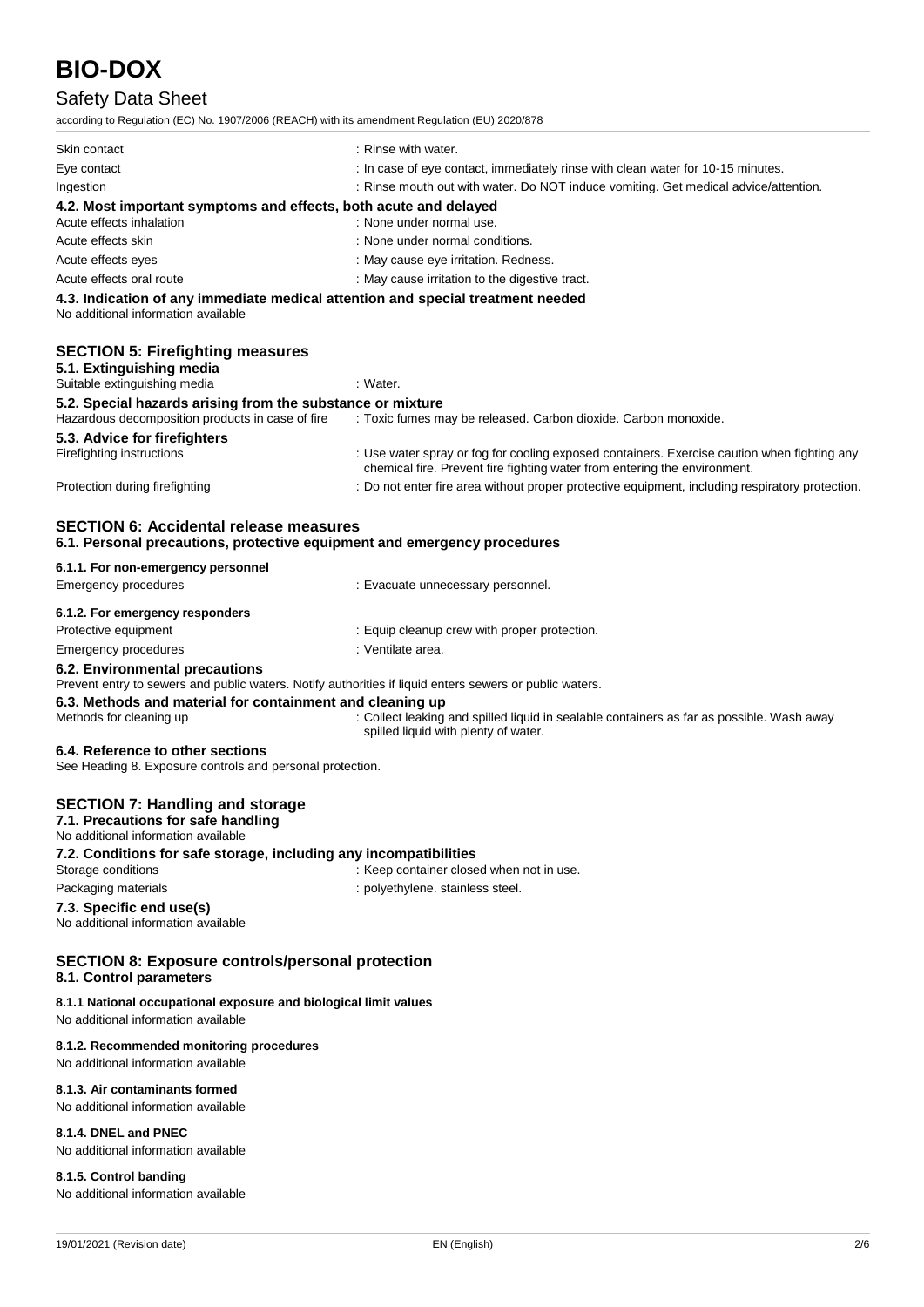| | |
|---|---|
| Skin contact | : Rinse with water. |
| Eye contact | : In case of eye contact, immediately rinse with clean water for 10-15 minutes. |
| Ingestion | : Rinse mouth out with water. Do NOT induce vomiting. Get medical advice/attention. |

### 4.2. Most important symptoms and effects, both acute and delayed

| | |
|---|---|
| Acute effects inhalation | : None under normal use. |
| Acute effects skin | : None under normal conditions. |
| Acute effects eyes | : May cause eye irritation. Redness. |
| Acute effects oral route | : May cause irritation to the digestive tract. |

### 4.3. Indication of any immediate medical attention and special treatment needed

No additional information available

## SECTION 5: Firefighting measures

### 5.1. Extinguishing media

| | |
|---|---|
| Suitable extinguishing media | : Water. |

### 5.2. Special hazards arising from the substance or mixture

| | |
|---|---|
| Hazardous decomposition products in case of fire | : Toxic fumes may be released. Carbon dioxide. Carbon monoxide. |

### 5.3. Advice for firefighters

| | |
|---|---|
| Firefighting instructions | : Use water spray or fog for cooling exposed containers. Exercise caution when fighting any chemical fire. Prevent fire fighting water from entering the environment. |
| Protection during firefighting | : Do not enter fire area without proper protective equipment, including respiratory protection. |

## SECTION 6: Accidental release measures

### 6.1. Personal precautions, protective equipment and emergency procedures

#### 6.1.1. For non-emergency personnel

| | |
|---|---|
| Emergency procedures | : Evacuate unnecessary personnel. |

#### 6.1.2. For emergency responders

| | |
|---|---|
| Protective equipment | : Equip cleanup crew with proper protection. |
| Emergency procedures | : Ventilate area. |

### 6.2. Environmental precautions

Prevent entry to sewers and public waters. Notify authorities if liquid enters sewers or public waters.

### 6.3. Methods and material for containment and cleaning up

| | |
|---|---|
| Methods for cleaning up | : Collect leaking and spilled liquid in sealable containers as far as possible. Wash away spilled liquid with plenty of water. |

### 6.4. Reference to other sections

See Heading 8. Exposure controls and personal protection.

## SECTION 7: Handling and storage

### 7.1. Precautions for safe handling

No additional information available

### 7.2. Conditions for safe storage, including any incompatibilities

| | |
|---|---|
| Storage conditions | : Keep container closed when not in use. |
| Packaging materials | : polyethylene. stainless steel. |

### 7.3. Specific end use(s)

No additional information available

## SECTION 8: Exposure controls/personal protection

### 8.1. Control parameters

#### 8.1.1 National occupational exposure and biological limit values

No additional information available

#### 8.1.2. Recommended monitoring procedures

No additional information available

#### 8.1.3. Air contaminants formed

No additional information available

#### 8.1.4. DNEL and PNEC

No additional information available

#### 8.1.5. Control banding

No additional information available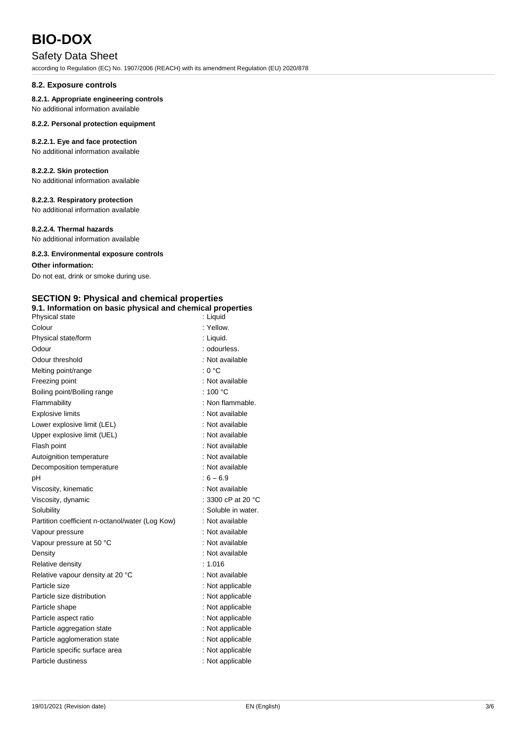### 8.2. Exposure controls

#### 8.2.1. Appropriate engineering controls

No additional information available

#### 8.2.2. Personal protection equipment

##### 8.2.2.1. Eye and face protection

No additional information available

##### 8.2.2.2. Skin protection

No additional information available

##### 8.2.2.3. Respiratory protection

No additional information available

##### 8.2.2.4. Thermal hazards

No additional information available

#### 8.2.3. Environmental exposure controls

**Other information:**

Do not eat, drink or smoke during use.

## SECTION 9: Physical and chemical properties

### 9.1. Information on basic physical and chemical properties

| | |
|---|---|
| Physical state | : Liquid |
| Colour | : Yellow. |
| Physical state/form | : Liquid. |
| Odour | : odourless. |
| Odour threshold | : Not available |
| Melting point/range | : 0 °C |
| Freezing point | : Not available |
| Boiling point/Boiling range | : 100 °C |
| Flammability | : Non flammable. |
| Explosive limits | : Not available |
| Lower explosive limit (LEL) | : Not available |
| Upper explosive limit (UEL) | : Not available |
| Flash point | : Not available |
| Autoignition temperature | : Not available |
| Decomposition temperature | : Not available |
| pH | : 6 – 6.9 |
| Viscosity, kinematic | : Not available |
| Viscosity, dynamic | : 3300 cP at 20 °C |
| Solubility | : Soluble in water. |
| Partition coefficient n-octanol/water (Log Kow) | : Not available |
| Vapour pressure | : Not available |
| Vapour pressure at 50 °C | : Not available |
| Density | : Not available |
| Relative density | : 1.016 |
| Relative vapour density at 20 °C | : Not available |
| Particle size | : Not applicable |
| Particle size distribution | : Not applicable |
| Particle shape | : Not applicable |
| Particle aspect ratio | : Not applicable |
| Particle aggregation state | : Not applicable |
| Particle agglomeration state | : Not applicable |
| Particle specific surface area | : Not applicable |
| Particle dustiness | : Not applicable |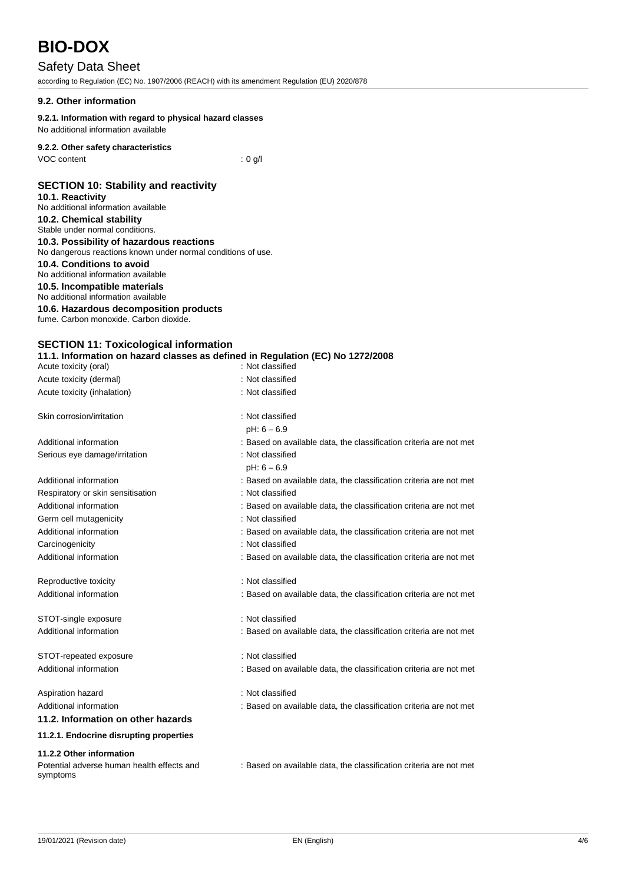### 9.2. Other information

#### 9.2.1. Information with regard to physical hazard classes

No additional information available

#### 9.2.2. Other safety characteristics

VOC content : 0 g/l

## SECTION 10: Stability and reactivity

### 10.1. Reactivity

No additional information available

### 10.2. Chemical stability

Stable under normal conditions.

### 10.3. Possibility of hazardous reactions

No dangerous reactions known under normal conditions of use.

### 10.4. Conditions to avoid

No additional information available

### 10.5. Incompatible materials

No additional information available

### 10.6. Hazardous decomposition products

fume. Carbon monoxide. Carbon dioxide.

## SECTION 11: Toxicological information

### 11.1. Information on hazard classes as defined in Regulation (EC) No 1272/2008

| | |
|---|---|
| Acute toxicity (oral) | : Not classified |
| Acute toxicity (dermal) | : Not classified |
| Acute toxicity (inhalation) | : Not classified |
| Skin corrosion/irritation | : Not classified<br>pH: 6 – 6.9 |
| Additional information | : Based on available data, the classification criteria are not met |
| Serious eye damage/irritation | : Not classified<br>pH: 6 – 6.9 |
| Additional information | : Based on available data, the classification criteria are not met |
| Respiratory or skin sensitisation | : Not classified |
| Additional information | : Based on available data, the classification criteria are not met |
| Germ cell mutagenicity | : Not classified |
| Additional information | : Based on available data, the classification criteria are not met |
| Carcinogenicity | : Not classified |
| Additional information | : Based on available data, the classification criteria are not met |
| Reproductive toxicity | : Not classified |
| Additional information | : Based on available data, the classification criteria are not met |
| STOT-single exposure | : Not classified |
| Additional information | : Based on available data, the classification criteria are not met |
| STOT-repeated exposure | : Not classified |
| Additional information | : Based on available data, the classification criteria are not met |
| Aspiration hazard | : Not classified |
| Additional information | : Based on available data, the classification criteria are not met |

### 11.2. Information on other hazards

#### 11.2.1. Endocrine disrupting properties

#### 11.2.2 Other information

Potential adverse human health effects and symptoms : Based on available data, the classification criteria are not met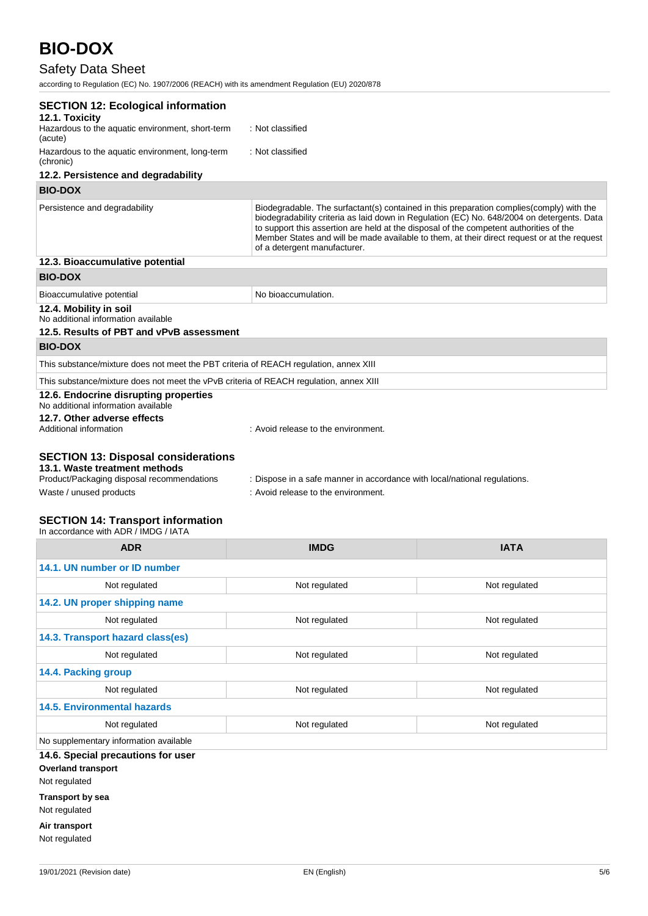## SECTION 12: Ecological information

### 12.1. Toxicity

Hazardous to the aquatic environment, short-term (acute) : Not classified

Hazardous to the aquatic environment, long-term (chronic) : Not classified

### 12.2. Persistence and degradability

| BIO-DOX | |
|---|---|
| Persistence and degradability | Biodegradable. The surfactant(s) contained in this preparation complies(comply) with the biodegradability criteria as laid down in Regulation (EC) No. 648/2004 on detergents. Data to support this assertion are held at the disposal of the competent authorities of the Member States and will be made available to them, at their direct request or at the request of a detergent manufacturer. |

### 12.3. Bioaccumulative potential

| BIO-DOX | |
|---|---|
| Bioaccumulative potential | No bioaccumulation. |

### 12.4. Mobility in soil

No additional information available

### 12.5. Results of PBT and vPvB assessment

| BIO-DOX |
|---|
| This substance/mixture does not meet the PBT criteria of REACH regulation, annex XIII |
| This substance/mixture does not meet the vPvB criteria of REACH regulation, annex XIII |

### 12.6. Endocrine disrupting properties

No additional information available

### 12.7. Other adverse effects

Additional information : Avoid release to the environment.

## SECTION 13: Disposal considerations

### 13.1. Waste treatment methods

Product/Packaging disposal recommendations : Dispose in a safe manner in accordance with local/national regulations.

Waste / unused products : Avoid release to the environment.

## SECTION 14: Transport information

In accordance with ADR / IMDG / IATA

| ADR | IMDG | IATA |
|---|---|---|
| **14.1. UN number or ID number** | | |
| Not regulated | Not regulated | Not regulated |
| **14.2. UN proper shipping name** | | |
| Not regulated | Not regulated | Not regulated |
| **14.3. Transport hazard class(es)** | | |
| Not regulated | Not regulated | Not regulated |
| **14.4. Packing group** | | |
| Not regulated | Not regulated | Not regulated |
| **14.5. Environmental hazards** | | |
| Not regulated | Not regulated | Not regulated |
| No supplementary information available | | |

### 14.6. Special precautions for user

**Overland transport**

Not regulated

**Transport by sea**

Not regulated

**Air transport**

Not regulated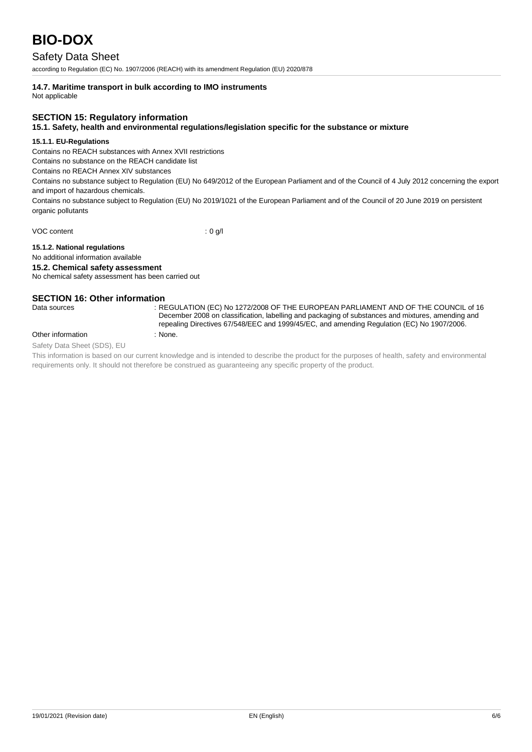#### 14.7. Maritime transport in bulk according to IMO instruments

Not applicable

## SECTION 15: Regulatory information

### 15.1. Safety, health and environmental regulations/legislation specific for the substance or mixture

#### 15.1.1. EU-Regulations

Contains no REACH substances with Annex XVII restrictions

Contains no substance on the REACH candidate list

Contains no REACH Annex XIV substances

Contains no substance subject to Regulation (EU) No 649/2012 of the European Parliament and of the Council of 4 July 2012 concerning the export and import of hazardous chemicals.

Contains no substance subject to Regulation (EU) No 2019/1021 of the European Parliament and of the Council of 20 June 2019 on persistent organic pollutants

VOC content : 0 g/l

#### 15.1.2. National regulations

No additional information available

### 15.2. Chemical safety assessment

No chemical safety assessment has been carried out

## SECTION 16: Other information

Data sources : REGULATION (EC) No 1272/2008 OF THE EUROPEAN PARLIAMENT AND OF THE COUNCIL of 16 December 2008 on classification, labelling and packaging of substances and mixtures, amending and repealing Directives 67/548/EEC and 1999/45/EC, and amending Regulation (EC) No 1907/2006.

Other information : None.

Safety Data Sheet (SDS), EU

This information is based on our current knowledge and is intended to describe the product for the purposes of health, safety and environmental requirements only. It should not therefore be construed as guaranteeing any specific property of the product.